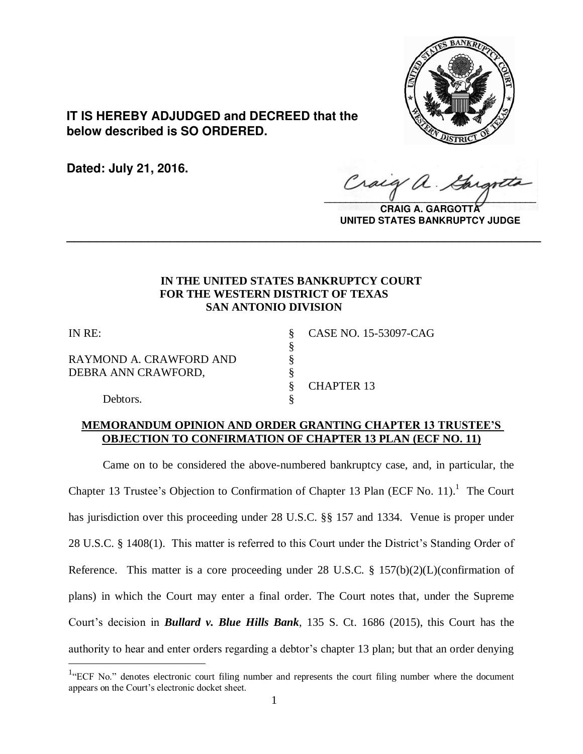**IT IS HEREBY ADJUDGED and DECREED that the below described is SO ORDERED.**

**Dated: July 21, 2016.**

**CRAIG A. GARGOTTA**
**UNITED STATES BANKRUPTCY JUDGE**

---

**IN THE UNITED STATES BANKRUPTCY COURT**
**FOR THE WESTERN DISTRICT OF TEXAS**
**SAN ANTONIO DIVISION**

| | | |
|---|---|---|
| IN RE: | § | CASE NO. 15-53097-CAG |
| | § | |
| RAYMOND A. CRAWFORD AND | § | |
| DEBRA ANN CRAWFORD, | § | |
| | § | CHAPTER 13 |
| Debtors. | § | |

**MEMORANDUM OPINION AND ORDER GRANTING CHAPTER 13 TRUSTEE'S OBJECTION TO CONFIRMATION OF CHAPTER 13 PLAN (ECF NO. 11)**

Came on to be considered the above-numbered bankruptcy case, and, in particular, the Chapter 13 Trustee's Objection to Confirmation of Chapter 13 Plan (ECF No. 11).[1] The Court has jurisdiction over this proceeding under 28 U.S.C. §§ 157 and 1334. Venue is proper under 28 U.S.C. § 1408(1). This matter is referred to this Court under the District's Standing Order of Reference. This matter is a core proceeding under 28 U.S.C. § 157(b)(2)(L)(confirmation of plans) in which the Court may enter a final order. The Court notes that, under the Supreme Court's decision in ***Bullard v. Blue Hills Bank***, 135 S. Ct. 1686 (2015), this Court has the authority to hear and enter orders regarding a debtor's chapter 13 plan; but that an order denying

[1] "ECF No." denotes electronic court filing number and represents the court filing number where the document appears on the Court's electronic docket sheet.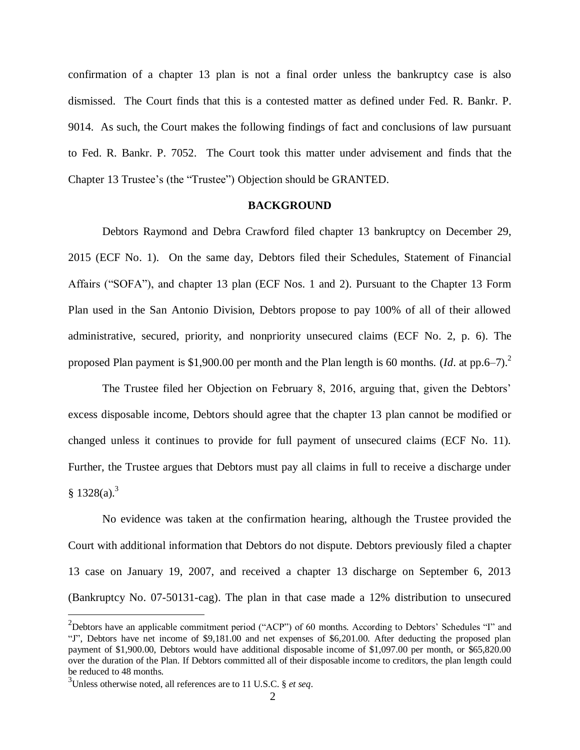confirmation of a chapter 13 plan is not a final order unless the bankruptcy case is also dismissed. The Court finds that this is a contested matter as defined under Fed. R. Bankr. P. 9014. As such, the Court makes the following findings of fact and conclusions of law pursuant to Fed. R. Bankr. P. 7052. The Court took this matter under advisement and finds that the Chapter 13 Trustee's (the "Trustee") Objection should be GRANTED.

**BACKGROUND**

Debtors Raymond and Debra Crawford filed chapter 13 bankruptcy on December 29, 2015 (ECF No. 1). On the same day, Debtors filed their Schedules, Statement of Financial Affairs ("SOFA"), and chapter 13 plan (ECF Nos. 1 and 2). Pursuant to the Chapter 13 Form Plan used in the San Antonio Division, Debtors propose to pay 100% of all of their allowed administrative, secured, priority, and nonpriority unsecured claims (ECF No. 2, p. 6). The proposed Plan payment is $1,900.00 per month and the Plan length is 60 months. (*Id*. at pp.6–7).[2]

The Trustee filed her Objection on February 8, 2016, arguing that, given the Debtors' excess disposable income, Debtors should agree that the chapter 13 plan cannot be modified or changed unless it continues to provide for full payment of unsecured claims (ECF No. 11). Further, the Trustee argues that Debtors must pay all claims in full to receive a discharge under § 1328(a).[3]

No evidence was taken at the confirmation hearing, although the Trustee provided the Court with additional information that Debtors do not dispute. Debtors previously filed a chapter 13 case on January 19, 2007, and received a chapter 13 discharge on September 6, 2013 (Bankruptcy No. 07-50131-cag). The plan in that case made a 12% distribution to unsecured

[2] Debtors have an applicable commitment period ("ACP") of 60 months. According to Debtors' Schedules "I" and "J", Debtors have net income of $9,181.00 and net expenses of $6,201.00. After deducting the proposed plan payment of $1,900.00, Debtors would have additional disposable income of $1,097.00 per month, or $65,820.00 over the duration of the Plan. If Debtors committed all of their disposable income to creditors, the plan length could be reduced to 48 months.

[3] Unless otherwise noted, all references are to 11 U.S.C. § *et seq*.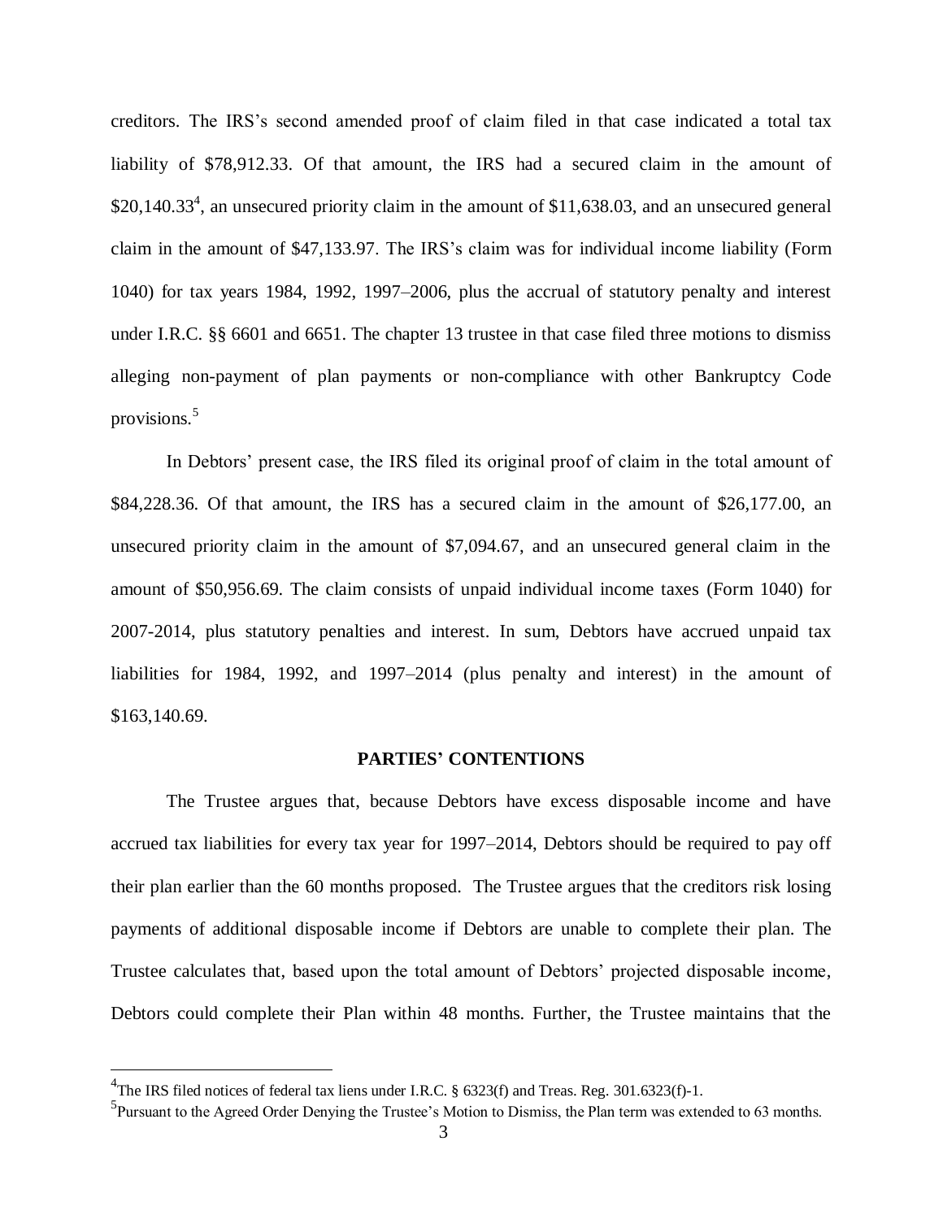creditors. The IRS's second amended proof of claim filed in that case indicated a total tax liability of $78,912.33. Of that amount, the IRS had a secured claim in the amount of $20,140.33[4], an unsecured priority claim in the amount of $11,638.03, and an unsecured general claim in the amount of $47,133.97. The IRS's claim was for individual income liability (Form 1040) for tax years 1984, 1992, 1997–2006, plus the accrual of statutory penalty and interest under I.R.C. §§ 6601 and 6651. The chapter 13 trustee in that case filed three motions to dismiss alleging non-payment of plan payments or non-compliance with other Bankruptcy Code provisions.[5]

In Debtors' present case, the IRS filed its original proof of claim in the total amount of $84,228.36. Of that amount, the IRS has a secured claim in the amount of $26,177.00, an unsecured priority claim in the amount of $7,094.67, and an unsecured general claim in the amount of $50,956.69. The claim consists of unpaid individual income taxes (Form 1040) for 2007-2014, plus statutory penalties and interest. In sum, Debtors have accrued unpaid tax liabilities for 1984, 1992, and 1997–2014 (plus penalty and interest) in the amount of $163,140.69.

## PARTIES' CONTENTIONS

The Trustee argues that, because Debtors have excess disposable income and have accrued tax liabilities for every tax year for 1997–2014, Debtors should be required to pay off their plan earlier than the 60 months proposed. The Trustee argues that the creditors risk losing payments of additional disposable income if Debtors are unable to complete their plan. The Trustee calculates that, based upon the total amount of Debtors' projected disposable income, Debtors could complete their Plan within 48 months. Further, the Trustee maintains that the

[4] The IRS filed notices of federal tax liens under I.R.C. § 6323(f) and Treas. Reg. 301.6323(f)-1.

[5] Pursuant to the Agreed Order Denying the Trustee's Motion to Dismiss, the Plan term was extended to 63 months.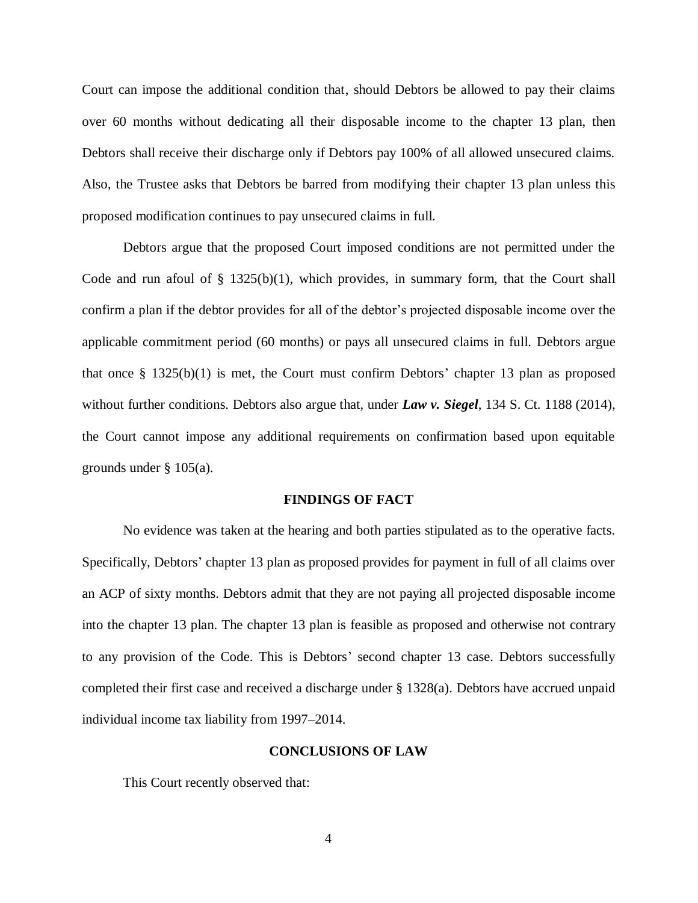Court can impose the additional condition that, should Debtors be allowed to pay their claims over 60 months without dedicating all their disposable income to the chapter 13 plan, then Debtors shall receive their discharge only if Debtors pay 100% of all allowed unsecured claims. Also, the Trustee asks that Debtors be barred from modifying their chapter 13 plan unless this proposed modification continues to pay unsecured claims in full.

Debtors argue that the proposed Court imposed conditions are not permitted under the Code and run afoul of § 1325(b)(1), which provides, in summary form, that the Court shall confirm a plan if the debtor provides for all of the debtor's projected disposable income over the applicable commitment period (60 months) or pays all unsecured claims in full. Debtors argue that once § 1325(b)(1) is met, the Court must confirm Debtors' chapter 13 plan as proposed without further conditions. Debtors also argue that, under ***Law v. Siegel***, 134 S. Ct. 1188 (2014), the Court cannot impose any additional requirements on confirmation based upon equitable grounds under § 105(a).

**FINDINGS OF FACT**

No evidence was taken at the hearing and both parties stipulated as to the operative facts. Specifically, Debtors' chapter 13 plan as proposed provides for payment in full of all claims over an ACP of sixty months. Debtors admit that they are not paying all projected disposable income into the chapter 13 plan. The chapter 13 plan is feasible as proposed and otherwise not contrary to any provision of the Code. This is Debtors' second chapter 13 case. Debtors successfully completed their first case and received a discharge under § 1328(a). Debtors have accrued unpaid individual income tax liability from 1997–2014.

**CONCLUSIONS OF LAW**

This Court recently observed that: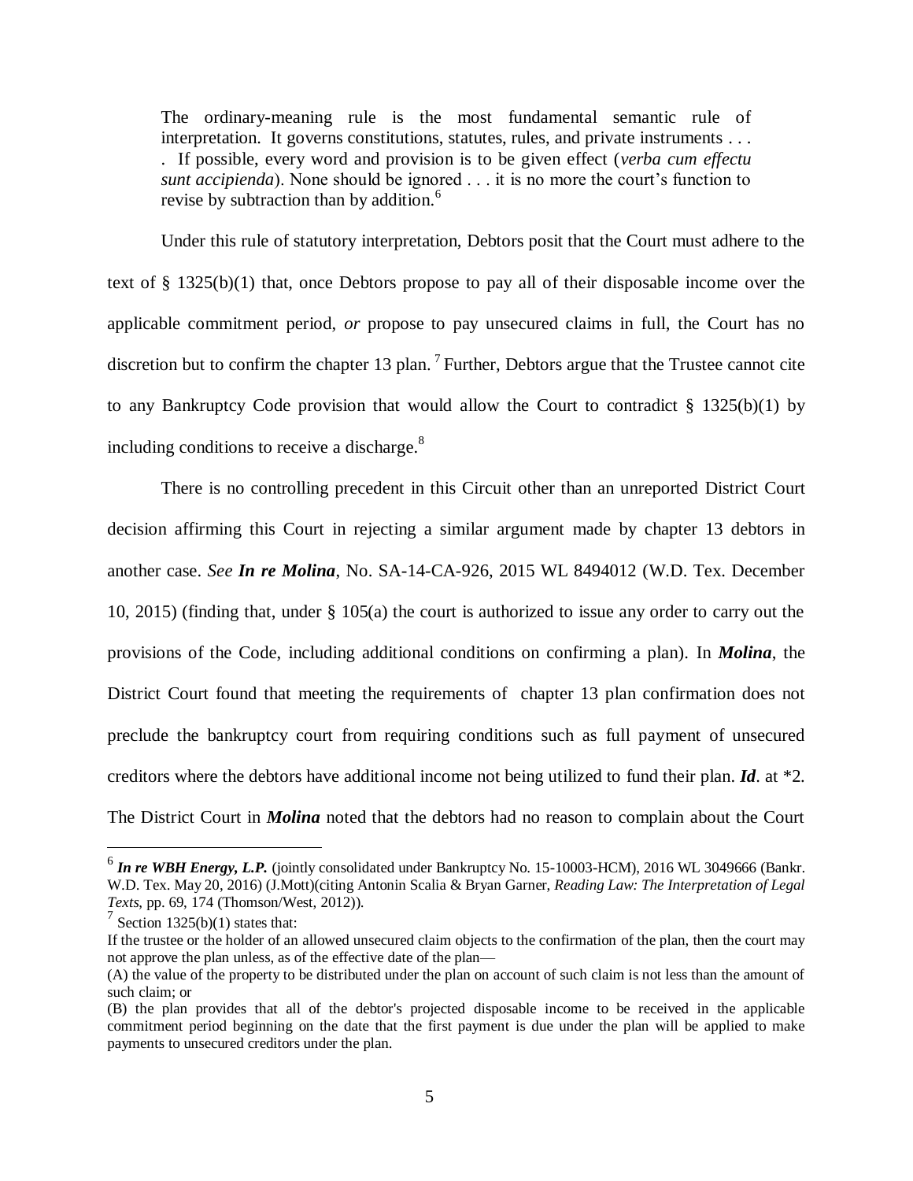> The ordinary-meaning rule is the most fundamental semantic rule of interpretation. It governs constitutions, statutes, rules, and private instruments . . . . If possible, every word and provision is to be given effect (*verba cum effectu sunt accipienda*). None should be ignored . . . it is no more the court's function to revise by subtraction than by addition.[6]

Under this rule of statutory interpretation, Debtors posit that the Court must adhere to the text of § 1325(b)(1) that, once Debtors propose to pay all of their disposable income over the applicable commitment period, *or* propose to pay unsecured claims in full, the Court has no discretion but to confirm the chapter 13 plan.[7] Further, Debtors argue that the Trustee cannot cite to any Bankruptcy Code provision that would allow the Court to contradict § 1325(b)(1) by including conditions to receive a discharge.[8]

There is no controlling precedent in this Circuit other than an unreported District Court decision affirming this Court in rejecting a similar argument made by chapter 13 debtors in another case. *See **In re Molina***, No. SA-14-CA-926, 2015 WL 8494012 (W.D. Tex. December 10, 2015) (finding that, under § 105(a) the court is authorized to issue any order to carry out the provisions of the Code, including additional conditions on confirming a plan). In ***Molina***, the District Court found that meeting the requirements of chapter 13 plan confirmation does not preclude the bankruptcy court from requiring conditions such as full payment of unsecured creditors where the debtors have additional income not being utilized to fund their plan. ***Id***. at *2. The District Court in ***Molina*** noted that the debtors had no reason to complain about the Court

---

[6] ***In re WBH Energy, L.P.*** (jointly consolidated under Bankruptcy No. 15-10003-HCM), 2016 WL 3049666 (Bankr. W.D. Tex. May 20, 2016) (J.Mott)(citing Antonin Scalia & Bryan Garner, *Reading Law: The Interpretation of Legal Texts*, pp. 69, 174 (Thomson/West, 2012)).

[7] Section 1325(b)(1) states that:

If the trustee or the holder of an allowed unsecured claim objects to the confirmation of the plan, then the court may not approve the plan unless, as of the effective date of the plan—

(A) the value of the property to be distributed under the plan on account of such claim is not less than the amount of such claim; or

(B) the plan provides that all of the debtor's projected disposable income to be received in the applicable commitment period beginning on the date that the first payment is due under the plan will be applied to make payments to unsecured creditors under the plan.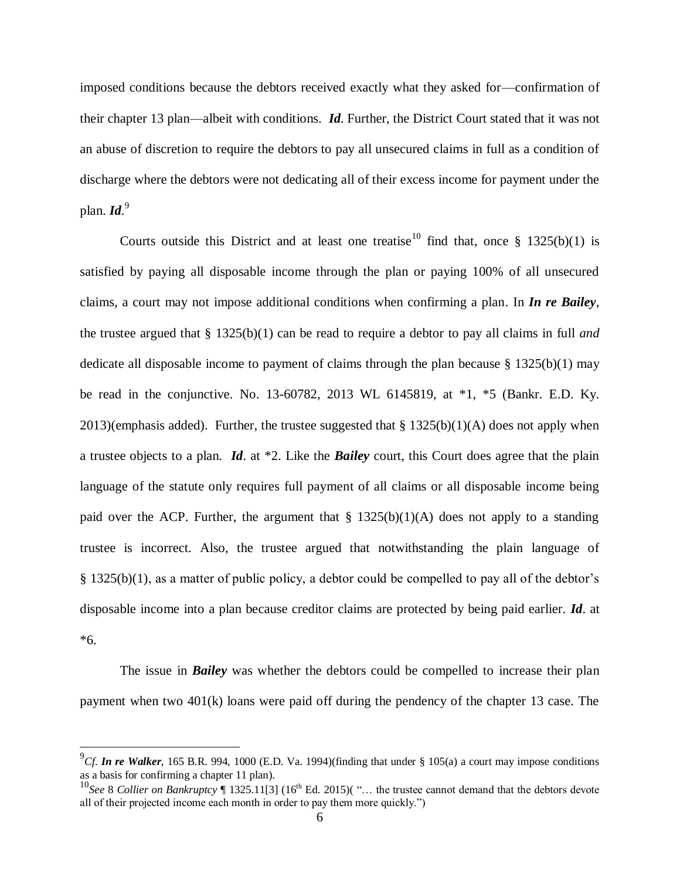imposed conditions because the debtors received exactly what they asked for—confirmation of their chapter 13 plan—albeit with conditions. ***Id***. Further, the District Court stated that it was not an abuse of discretion to require the debtors to pay all unsecured claims in full as a condition of discharge where the debtors were not dedicating all of their excess income for payment under the plan. ***Id***.[9]

Courts outside this District and at least one treatise[10] find that, once § 1325(b)(1) is satisfied by paying all disposable income through the plan or paying 100% of all unsecured claims, a court may not impose additional conditions when confirming a plan. In ***In re Bailey***, the trustee argued that § 1325(b)(1) can be read to require a debtor to pay all claims in full *and* dedicate all disposable income to payment of claims through the plan because § 1325(b)(1) may be read in the conjunctive. No. 13-60782, 2013 WL 6145819, at *1, *5 (Bankr. E.D. Ky. 2013)(emphasis added). Further, the trustee suggested that § 1325(b)(1)(A) does not apply when a trustee objects to a plan. ***Id***. at *2. Like the ***Bailey*** court, this Court does agree that the plain language of the statute only requires full payment of all claims or all disposable income being paid over the ACP. Further, the argument that § 1325(b)(1)(A) does not apply to a standing trustee is incorrect. Also, the trustee argued that notwithstanding the plain language of § 1325(b)(1), as a matter of public policy, a debtor could be compelled to pay all of the debtor's disposable income into a plan because creditor claims are protected by being paid earlier. ***Id***. at *6.

The issue in ***Bailey*** was whether the debtors could be compelled to increase their plan payment when two 401(k) loans were paid off during the pendency of the chapter 13 case. The

---

[9] *Cf.* ***In re Walker***, 165 B.R. 994, 1000 (E.D. Va. 1994)(finding that under § 105(a) a court may impose conditions as a basis for confirming a chapter 11 plan).

[10] *See* 8 *Collier on Bankruptcy* ¶ 1325.11[3] (16th Ed. 2015)( "… the trustee cannot demand that the debtors devote all of their projected income each month in order to pay them more quickly.")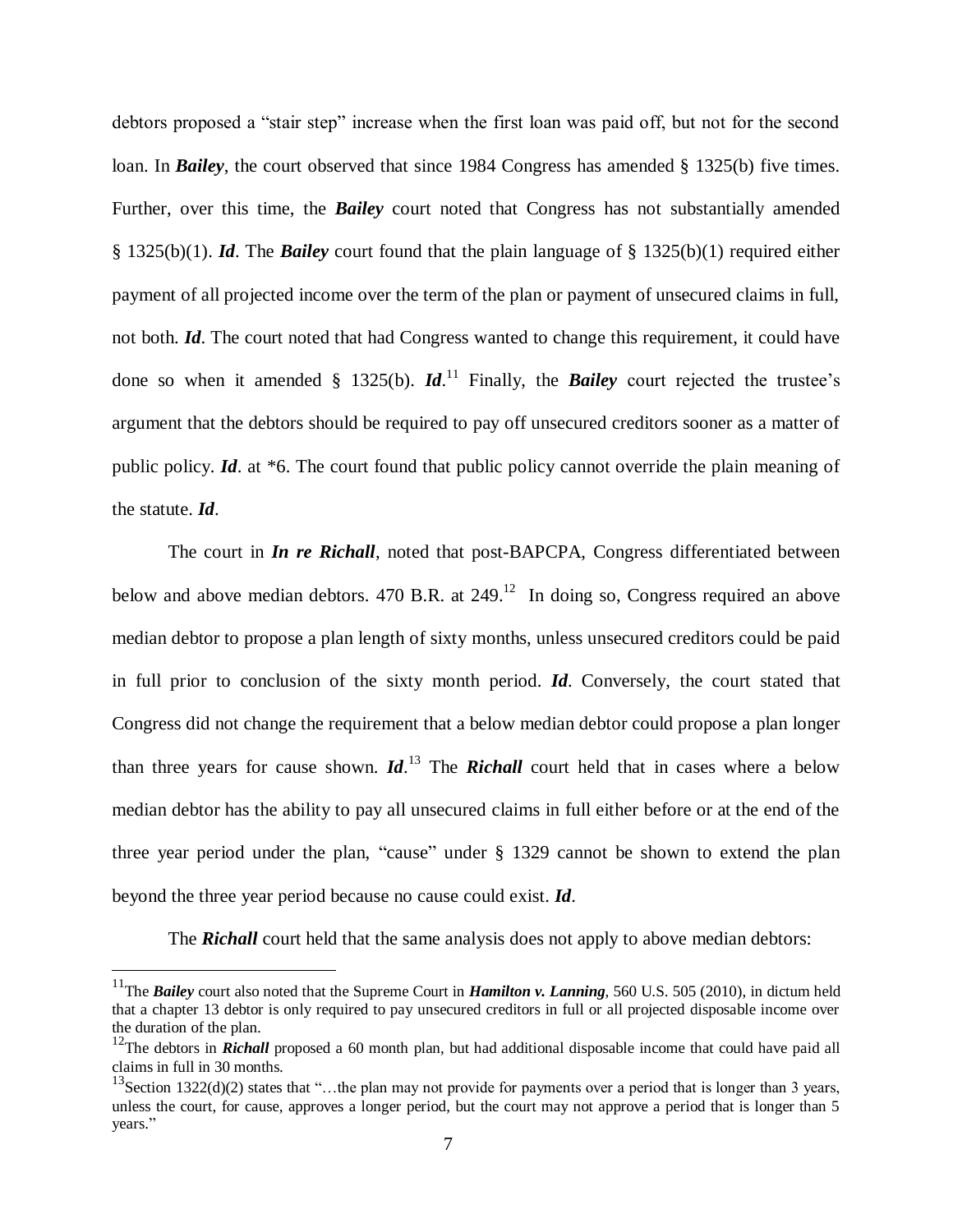debtors proposed a "stair step" increase when the first loan was paid off, but not for the second loan. In ***Bailey***, the court observed that since 1984 Congress has amended § 1325(b) five times. Further, over this time, the ***Bailey*** court noted that Congress has not substantially amended § 1325(b)(1). ***Id***. The ***Bailey*** court found that the plain language of § 1325(b)(1) required either payment of all projected income over the term of the plan or payment of unsecured claims in full, not both. ***Id***. The court noted that had Congress wanted to change this requirement, it could have done so when it amended § 1325(b). ***Id***.[11] Finally, the ***Bailey*** court rejected the trustee's argument that the debtors should be required to pay off unsecured creditors sooner as a matter of public policy. ***Id***. at *6. The court found that public policy cannot override the plain meaning of the statute. ***Id***.

The court in ***In re Richall***, noted that post-BAPCPA, Congress differentiated between below and above median debtors. 470 B.R. at 249.[12] In doing so, Congress required an above median debtor to propose a plan length of sixty months, unless unsecured creditors could be paid in full prior to conclusion of the sixty month period. ***Id***. Conversely, the court stated that Congress did not change the requirement that a below median debtor could propose a plan longer than three years for cause shown. ***Id***.[13] The ***Richall*** court held that in cases where a below median debtor has the ability to pay all unsecured claims in full either before or at the end of the three year period under the plan, "cause" under § 1329 cannot be shown to extend the plan beyond the three year period because no cause could exist. ***Id***.

The ***Richall*** court held that the same analysis does not apply to above median debtors:

---

[11] The ***Bailey*** court also noted that the Supreme Court in ***Hamilton v. Lanning***, 560 U.S. 505 (2010), in dictum held that a chapter 13 debtor is only required to pay unsecured creditors in full or all projected disposable income over the duration of the plan.

[12] The debtors in ***Richall*** proposed a 60 month plan, but had additional disposable income that could have paid all claims in full in 30 months.

[13] Section 1322(d)(2) states that "…the plan may not provide for payments over a period that is longer than 3 years, unless the court, for cause, approves a longer period, but the court may not approve a period that is longer than 5 years."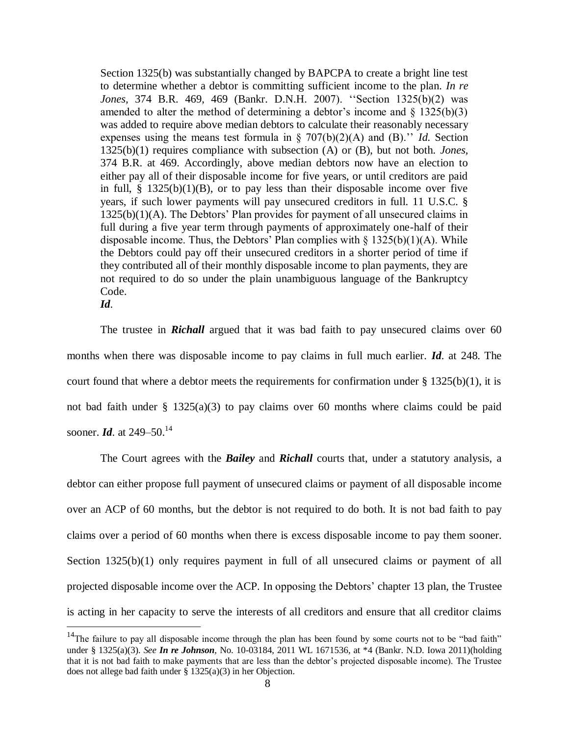> Section 1325(b) was substantially changed by BAPCPA to create a bright line test to determine whether a debtor is committing sufficient income to the plan. *In re Jones,* 374 B.R. 469, 469 (Bankr. D.N.H. 2007). ''Section 1325(b)(2) was amended to alter the method of determining a debtor's income and § 1325(b)(3) was added to require above median debtors to calculate their reasonably necessary expenses using the means test formula in § 707(b)(2)(A) and (B).'' *Id.* Section 1325(b)(1) requires compliance with subsection (A) or (B), but not both. *Jones,* 374 B.R. at 469. Accordingly, above median debtors now have an election to either pay all of their disposable income for five years, or until creditors are paid in full, § 1325(b)(1)(B), or to pay less than their disposable income over five years, if such lower payments will pay unsecured creditors in full. 11 U.S.C. § 1325(b)(1)(A). The Debtors' Plan provides for payment of all unsecured claims in full during a five year term through payments of approximately one-half of their disposable income. Thus, the Debtors' Plan complies with § 1325(b)(1)(A). While the Debtors could pay off their unsecured creditors in a shorter period of time if they contributed all of their monthly disposable income to plan payments, they are not required to do so under the plain unambiguous language of the Bankruptcy Code.
>
> ***Id.***

The trustee in ***Richall*** argued that it was bad faith to pay unsecured claims over 60 months when there was disposable income to pay claims in full much earlier. ***Id.*** at 248. The court found that where a debtor meets the requirements for confirmation under § 1325(b)(1), it is not bad faith under § 1325(a)(3) to pay claims over 60 months where claims could be paid sooner. ***Id.*** at 249–50.[14]

The Court agrees with the ***Bailey*** and ***Richall*** courts that, under a statutory analysis, a debtor can either propose full payment of unsecured claims or payment of all disposable income over an ACP of 60 months, but the debtor is not required to do both. It is not bad faith to pay claims over a period of 60 months when there is excess disposable income to pay them sooner. Section 1325(b)(1) only requires payment in full of all unsecured claims or payment of all projected disposable income over the ACP. In opposing the Debtors' chapter 13 plan, the Trustee is acting in her capacity to serve the interests of all creditors and ensure that all creditor claims

---

[14] The failure to pay all disposable income through the plan has been found by some courts not to be "bad faith" under § 1325(a)(3). *See* ***In re Johnson***, No. 10-03184, 2011 WL 1671536, at *4 (Bankr. N.D. Iowa 2011)(holding that it is not bad faith to make payments that are less than the debtor's projected disposable income). The Trustee does not allege bad faith under § 1325(a)(3) in her Objection.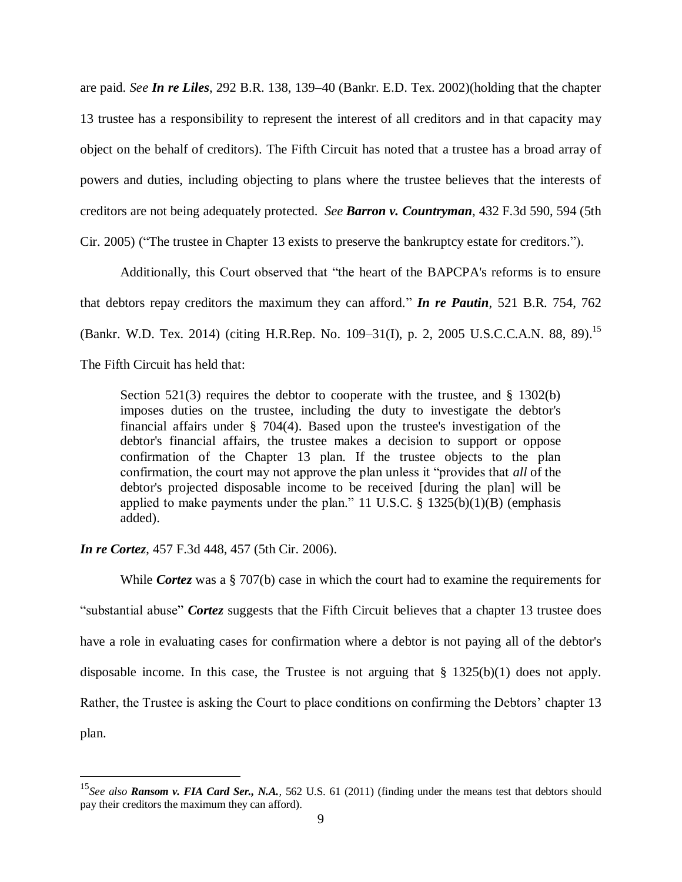are paid. *See* ***In re Liles***, 292 B.R. 138, 139–40 (Bankr. E.D. Tex. 2002)(holding that the chapter 13 trustee has a responsibility to represent the interest of all creditors and in that capacity may object on the behalf of creditors). The Fifth Circuit has noted that a trustee has a broad array of powers and duties, including objecting to plans where the trustee believes that the interests of creditors are not being adequately protected. *See* ***Barron v. Countryman***, 432 F.3d 590, 594 (5th Cir. 2005) ("The trustee in Chapter 13 exists to preserve the bankruptcy estate for creditors.").

Additionally, this Court observed that "the heart of the BAPCPA's reforms is to ensure that debtors repay creditors the maximum they can afford." ***In re Pautin***, 521 B.R. 754, 762 (Bankr. W.D. Tex. 2014) (citing H.R.Rep. No. 109–31(I), p. 2, 2005 U.S.C.C.A.N. 88, 89).[15] The Fifth Circuit has held that:

> Section 521(3) requires the debtor to cooperate with the trustee, and § 1302(b) imposes duties on the trustee, including the duty to investigate the debtor's financial affairs under § 704(4). Based upon the trustee's investigation of the debtor's financial affairs, the trustee makes a decision to support or oppose confirmation of the Chapter 13 plan. If the trustee objects to the plan confirmation, the court may not approve the plan unless it "provides that *all* of the debtor's projected disposable income to be received [during the plan] will be applied to make payments under the plan." 11 U.S.C. § 1325(b)(1)(B) (emphasis added).

***In re Cortez***, 457 F.3d 448, 457 (5th Cir. 2006).

While ***Cortez*** was a § 707(b) case in which the court had to examine the requirements for "substantial abuse" ***Cortez*** suggests that the Fifth Circuit believes that a chapter 13 trustee does have a role in evaluating cases for confirmation where a debtor is not paying all of the debtor's disposable income. In this case, the Trustee is not arguing that § 1325(b)(1) does not apply. Rather, the Trustee is asking the Court to place conditions on confirming the Debtors' chapter 13 plan.

---

[15] *See also* ***Ransom v. FIA Card Ser., N.A.***, 562 U.S. 61 (2011) (finding under the means test that debtors should pay their creditors the maximum they can afford).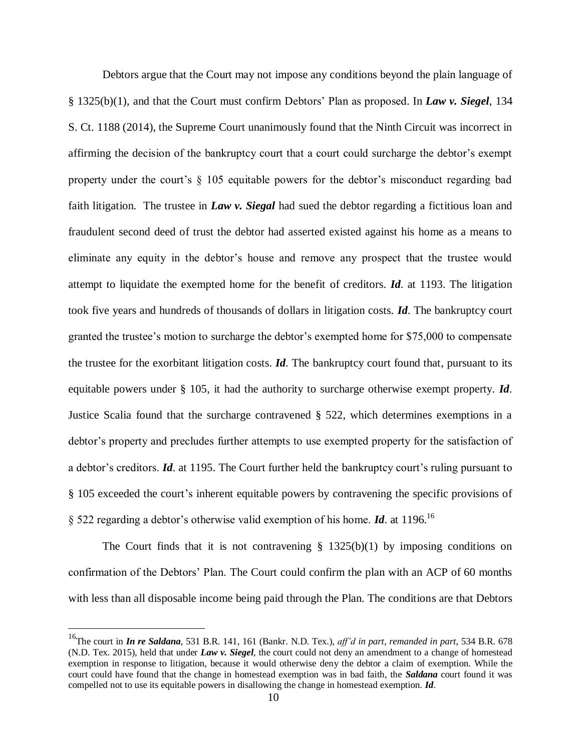Debtors argue that the Court may not impose any conditions beyond the plain language of § 1325(b)(1), and that the Court must confirm Debtors' Plan as proposed. In ***Law v. Siegel***, 134 S. Ct. 1188 (2014), the Supreme Court unanimously found that the Ninth Circuit was incorrect in affirming the decision of the bankruptcy court that a court could surcharge the debtor's exempt property under the court's § 105 equitable powers for the debtor's misconduct regarding bad faith litigation. The trustee in ***Law v. Siegal*** had sued the debtor regarding a fictitious loan and fraudulent second deed of trust the debtor had asserted existed against his home as a means to eliminate any equity in the debtor's house and remove any prospect that the trustee would attempt to liquidate the exempted home for the benefit of creditors. ***Id***. at 1193. The litigation took five years and hundreds of thousands of dollars in litigation costs. ***Id***. The bankruptcy court granted the trustee's motion to surcharge the debtor's exempted home for $75,000 to compensate the trustee for the exorbitant litigation costs. ***Id***. The bankruptcy court found that, pursuant to its equitable powers under § 105, it had the authority to surcharge otherwise exempt property. ***Id***. Justice Scalia found that the surcharge contravened § 522, which determines exemptions in a debtor's property and precludes further attempts to use exempted property for the satisfaction of a debtor's creditors. ***Id***. at 1195. The Court further held the bankruptcy court's ruling pursuant to § 105 exceeded the court's inherent equitable powers by contravening the specific provisions of § 522 regarding a debtor's otherwise valid exemption of his home. ***Id***. at 1196.[16]

The Court finds that it is not contravening § 1325(b)(1) by imposing conditions on confirmation of the Debtors' Plan. The Court could confirm the plan with an ACP of 60 months with less than all disposable income being paid through the Plan. The conditions are that Debtors

---

[16] The court in ***In re Saldana***, 531 B.R. 141, 161 (Bankr. N.D. Tex.), *aff'd in part, remanded in part*, 534 B.R. 678 (N.D. Tex. 2015), held that under ***Law v. Siegel***, the court could not deny an amendment to a change of homestead exemption in response to litigation, because it would otherwise deny the debtor a claim of exemption. While the court could have found that the change in homestead exemption was in bad faith, the ***Saldana*** court found it was compelled not to use its equitable powers in disallowing the change in homestead exemption. ***Id***.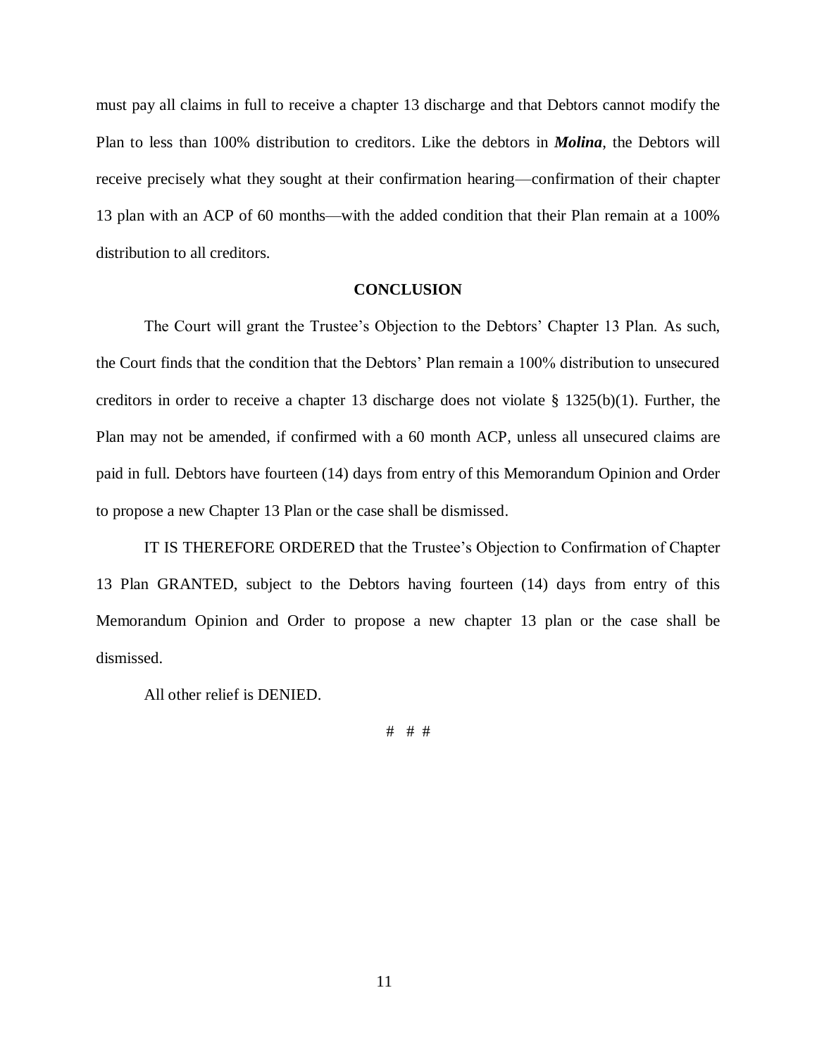must pay all claims in full to receive a chapter 13 discharge and that Debtors cannot modify the Plan to less than 100% distribution to creditors. Like the debtors in ***Molina***, the Debtors will receive precisely what they sought at their confirmation hearing—confirmation of their chapter 13 plan with an ACP of 60 months—with the added condition that their Plan remain at a 100% distribution to all creditors.

## CONCLUSION

The Court will grant the Trustee's Objection to the Debtors' Chapter 13 Plan. As such, the Court finds that the condition that the Debtors' Plan remain a 100% distribution to unsecured creditors in order to receive a chapter 13 discharge does not violate § 1325(b)(1). Further, the Plan may not be amended, if confirmed with a 60 month ACP, unless all unsecured claims are paid in full. Debtors have fourteen (14) days from entry of this Memorandum Opinion and Order to propose a new Chapter 13 Plan or the case shall be dismissed.

IT IS THEREFORE ORDERED that the Trustee's Objection to Confirmation of Chapter 13 Plan GRANTED, subject to the Debtors having fourteen (14) days from entry of this Memorandum Opinion and Order to propose a new chapter 13 plan or the case shall be dismissed.

All other relief is DENIED.

# # #